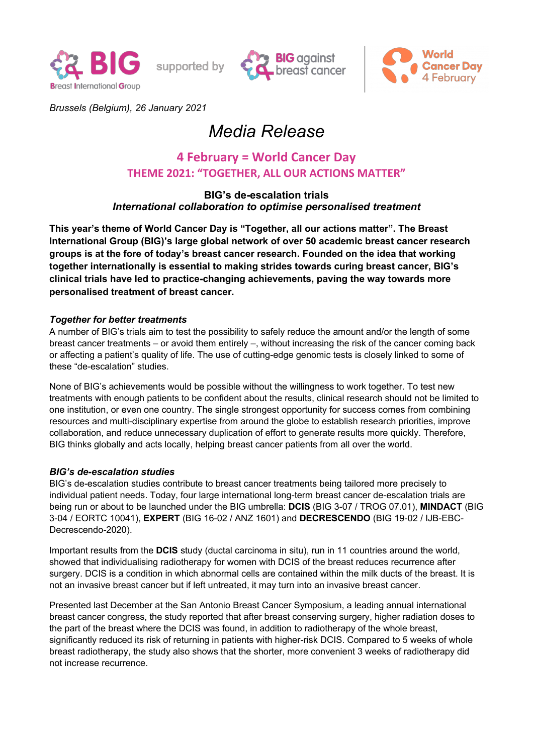Brussels (Belgium), 26 January 2021

# *Media Release*

## 4 February = World Cancer Day

### THEME 2021: "TOGETHER, ALL OUR ACTIONS MATTER"

**BIG's de-escalation trials**
***International collaboration to optimise personalised treatment***

**This year's theme of World Cancer Day is "Together, all our actions matter". The Breast International Group (BIG)'s large global network of over 50 academic breast cancer research groups is at the fore of today's breast cancer research. Founded on the idea that working together internationally is essential to making strides towards curing breast cancer, BIG's clinical trials have led to practice-changing achievements, paving the way towards more personalised treatment of breast cancer.**

***Together for better treatments***

A number of BIG's trials aim to test the possibility to safely reduce the amount and/or the length of some breast cancer treatments – or avoid them entirely –, without increasing the risk of the cancer coming back or affecting a patient's quality of life. The use of cutting-edge genomic tests is closely linked to some of these "de-escalation" studies.

None of BIG's achievements would be possible without the willingness to work together. To test new treatments with enough patients to be confident about the results, clinical research should not be limited to one institution, or even one country. The single strongest opportunity for success comes from combining resources and multi-disciplinary expertise from around the globe to establish research priorities, improve collaboration, and reduce unnecessary duplication of effort to generate results more quickly. Therefore, BIG thinks globally and acts locally, helping breast cancer patients from all over the world.

***BIG's de-escalation studies***

BIG's de-escalation studies contribute to breast cancer treatments being tailored more precisely to individual patient needs. Today, four large international long-term breast cancer de-escalation trials are being run or about to be launched under the BIG umbrella: **DCIS** (BIG 3-07 / TROG 07.01), **MINDACT** (BIG 3-04 / EORTC 10041), **EXPERT** (BIG 16-02 / ANZ 1601) and **DECRESCENDO** (BIG 19-02 / IJB-EBC-Decrescendo-2020).

Important results from the **DCIS** study (ductal carcinoma in situ), run in 11 countries around the world, showed that individualising radiotherapy for women with DCIS of the breast reduces recurrence after surgery. DCIS is a condition in which abnormal cells are contained within the milk ducts of the breast. It is not an invasive breast cancer but if left untreated, it may turn into an invasive breast cancer.

Presented last December at the San Antonio Breast Cancer Symposium, a leading annual international breast cancer congress, the study reported that after breast conserving surgery, higher radiation doses to the part of the breast where the DCIS was found, in addition to radiotherapy of the whole breast, significantly reduced its risk of returning in patients with higher-risk DCIS. Compared to 5 weeks of whole breast radiotherapy, the study also shows that the shorter, more convenient 3 weeks of radiotherapy did not increase recurrence.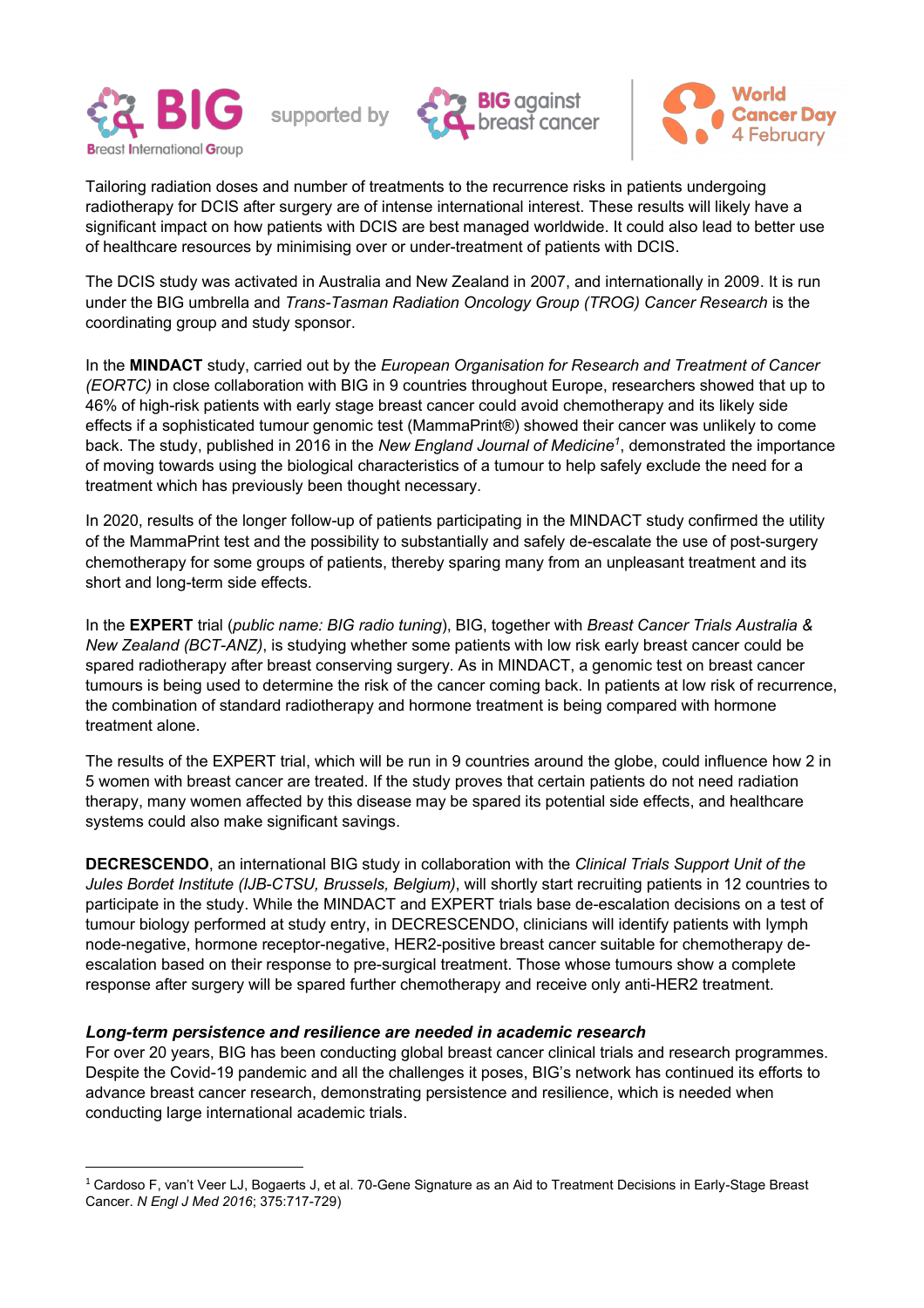Tailoring radiation doses and number of treatments to the recurrence risks in patients undergoing radiotherapy for DCIS after surgery are of intense international interest. These results will likely have a significant impact on how patients with DCIS are best managed worldwide. It could also lead to better use of healthcare resources by minimising over or under-treatment of patients with DCIS.

The DCIS study was activated in Australia and New Zealand in 2007, and internationally in 2009. It is run under the BIG umbrella and *Trans-Tasman Radiation Oncology Group (TROG) Cancer Research* is the coordinating group and study sponsor.

In the **MINDACT** study, carried out by the *European Organisation for Research and Treatment of Cancer (EORTC)* in close collaboration with BIG in 9 countries throughout Europe, researchers showed that up to 46% of high-risk patients with early stage breast cancer could avoid chemotherapy and its likely side effects if a sophisticated tumour genomic test (MammaPrint®) showed their cancer was unlikely to come back. The study, published in 2016 in the *New England Journal of Medicine*[1], demonstrated the importance of moving towards using the biological characteristics of a tumour to help safely exclude the need for a treatment which has previously been thought necessary.

In 2020, results of the longer follow-up of patients participating in the MINDACT study confirmed the utility of the MammaPrint test and the possibility to substantially and safely de-escalate the use of post-surgery chemotherapy for some groups of patients, thereby sparing many from an unpleasant treatment and its short and long-term side effects.

In the **EXPERT** trial (*public name: BIG radio tuning*), BIG, together with *Breast Cancer Trials Australia & New Zealand (BCT-ANZ)*, is studying whether some patients with low risk early breast cancer could be spared radiotherapy after breast conserving surgery. As in MINDACT, a genomic test on breast cancer tumours is being used to determine the risk of the cancer coming back. In patients at low risk of recurrence, the combination of standard radiotherapy and hormone treatment is being compared with hormone treatment alone.

The results of the EXPERT trial, which will be run in 9 countries around the globe, could influence how 2 in 5 women with breast cancer are treated. If the study proves that certain patients do not need radiation therapy, many women affected by this disease may be spared its potential side effects, and healthcare systems could also make significant savings.

**DECRESCENDO**, an international BIG study in collaboration with the *Clinical Trials Support Unit of the Jules Bordet Institute (IJB-CTSU, Brussels, Belgium)*, will shortly start recruiting patients in 12 countries to participate in the study. While the MINDACT and EXPERT trials base de-escalation decisions on a test of tumour biology performed at study entry, in DECRESCENDO, clinicians will identify patients with lymph node-negative, hormone receptor-negative, HER2-positive breast cancer suitable for chemotherapy de-escalation based on their response to pre-surgical treatment. Those whose tumours show a complete response after surgery will be spared further chemotherapy and receive only anti-HER2 treatment.

### *Long-term persistence and resilience are needed in academic research*

For over 20 years, BIG has been conducting global breast cancer clinical trials and research programmes. Despite the Covid-19 pandemic and all the challenges it poses, BIG's network has continued its efforts to advance breast cancer research, demonstrating persistence and resilience, which is needed when conducting large international academic trials.

---

[1] Cardoso F, van't Veer LJ, Bogaerts J, et al. 70-Gene Signature as an Aid to Treatment Decisions in Early-Stage Breast Cancer. *N Engl J Med 2016*; 375:717-729)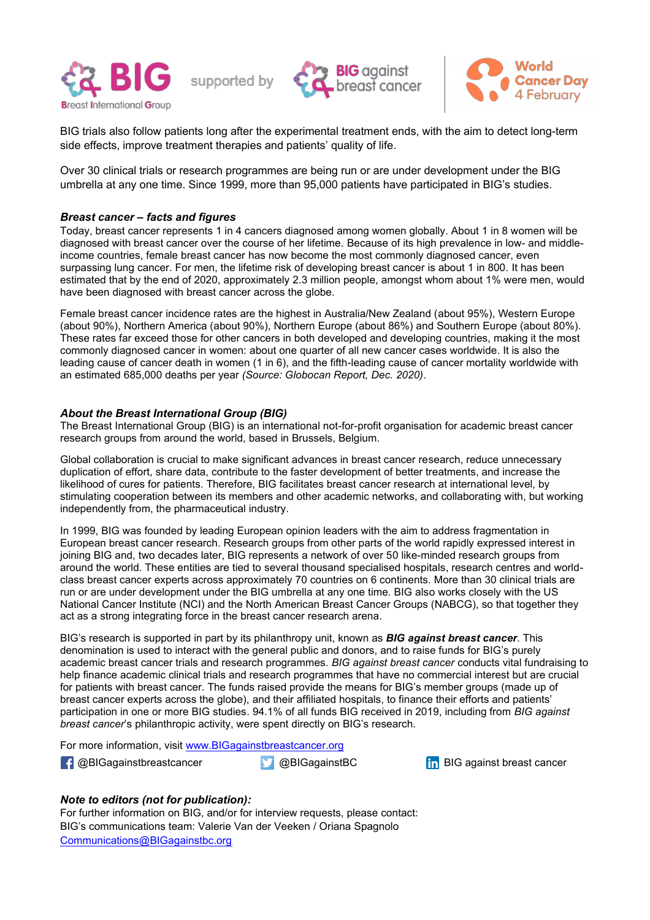BIG trials also follow patients long after the experimental treatment ends, with the aim to detect long-term side effects, improve treatment therapies and patients' quality of life.

Over 30 clinical trials or research programmes are being run or are under development under the BIG umbrella at any one time. Since 1999, more than 95,000 patients have participated in BIG's studies.

### *Breast cancer – facts and figures*

Today, breast cancer represents 1 in 4 cancers diagnosed among women globally. About 1 in 8 women will be diagnosed with breast cancer over the course of her lifetime. Because of its high prevalence in low- and middle-income countries, female breast cancer has now become the most commonly diagnosed cancer, even surpassing lung cancer. For men, the lifetime risk of developing breast cancer is about 1 in 800. It has been estimated that by the end of 2020, approximately 2.3 million people, amongst whom about 1% were men, would have been diagnosed with breast cancer across the globe.

Female breast cancer incidence rates are the highest in Australia/New Zealand (about 95%), Western Europe (about 90%), Northern America (about 90%), Northern Europe (about 86%) and Southern Europe (about 80%). These rates far exceed those for other cancers in both developed and developing countries, making it the most commonly diagnosed cancer in women: about one quarter of all new cancer cases worldwide. It is also the leading cause of cancer death in women (1 in 6), and the fifth-leading cause of cancer mortality worldwide with an estimated 685,000 deaths per year *(Source: Globocan Report, Dec. 2020)*.

### *About the Breast International Group (BIG)*

The Breast International Group (BIG) is an international not-for-profit organisation for academic breast cancer research groups from around the world, based in Brussels, Belgium.

Global collaboration is crucial to make significant advances in breast cancer research, reduce unnecessary duplication of effort, share data, contribute to the faster development of better treatments, and increase the likelihood of cures for patients. Therefore, BIG facilitates breast cancer research at international level, by stimulating cooperation between its members and other academic networks, and collaborating with, but working independently from, the pharmaceutical industry.

In 1999, BIG was founded by leading European opinion leaders with the aim to address fragmentation in European breast cancer research. Research groups from other parts of the world rapidly expressed interest in joining BIG and, two decades later, BIG represents a network of over 50 like-minded research groups from around the world. These entities are tied to several thousand specialised hospitals, research centres and world-class breast cancer experts across approximately 70 countries on 6 continents. More than 30 clinical trials are run or are under development under the BIG umbrella at any one time. BIG also works closely with the US National Cancer Institute (NCI) and the North American Breast Cancer Groups (NABCG), so that together they act as a strong integrating force in the breast cancer research arena.

BIG's research is supported in part by its philanthropy unit, known as ***BIG against breast cancer***. This denomination is used to interact with the general public and donors, and to raise funds for BIG's purely academic breast cancer trials and research programmes. *BIG against breast cancer* conducts vital fundraising to help finance academic clinical trials and research programmes that have no commercial interest but are crucial for patients with breast cancer. The funds raised provide the means for BIG's member groups (made up of breast cancer experts across the globe), and their affiliated hospitals, to finance their efforts and patients' participation in one or more BIG studies. 94.1% of all funds BIG received in 2019, including from *BIG against breast cancer*'s philanthropic activity, were spent directly on BIG's research.

For more information, visit [www.BIGagainstbreastcancer.org](http://www.BIGagainstbreastcancer.org)

@BIGagainstbreastcancer    @BIGagainstBC    BIG against breast cancer

### *Note to editors (not for publication):*

For further information on BIG, and/or for interview requests, please contact:
BIG's communications team: Valerie Van der Veeken / Oriana Spagnolo
[Communications@BIGagainstbc.org](mailto:Communications@BIGagainstbc.org)